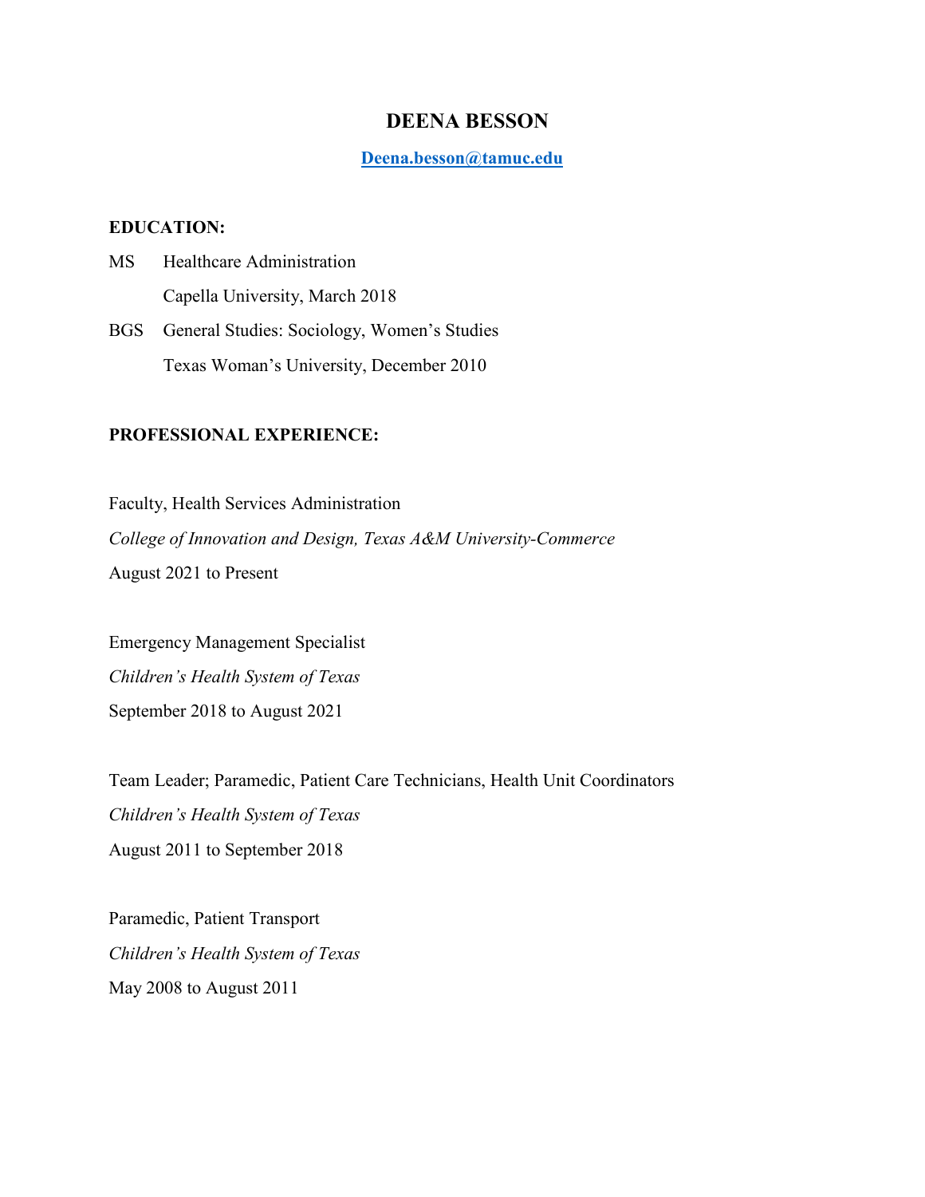# DEENA BESSON

**[Deena.besson@tamuc.edu](mailto:Deena.besson@tamuc.edu)**

## EDUCATION:

MS Healthcare Administration
Capella University, March 2018

BGS General Studies: Sociology, Women's Studies
Texas Woman's University, December 2010

## PROFESSIONAL EXPERIENCE:

Faculty, Health Services Administration
*College of Innovation and Design, Texas A&M University-Commerce*
August 2021 to Present

Emergency Management Specialist
*Children's Health System of Texas*
September 2018 to August 2021

Team Leader; Paramedic, Patient Care Technicians, Health Unit Coordinators
*Children's Health System of Texas*
August 2011 to September 2018

Paramedic, Patient Transport
*Children's Health System of Texas*
May 2008 to August 2011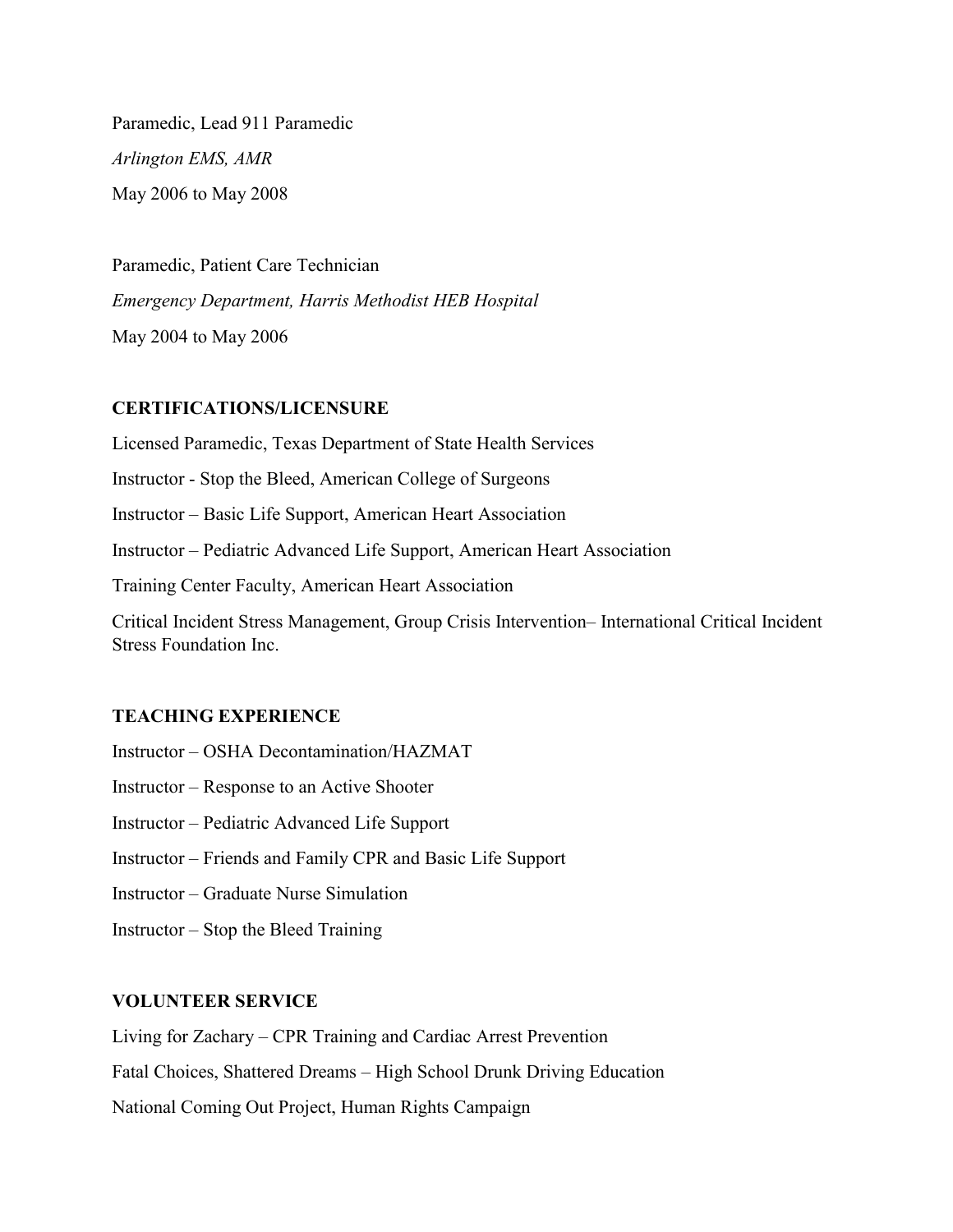Paramedic, Lead 911 Paramedic

*Arlington EMS, AMR*

May 2006 to May 2008

Paramedic, Patient Care Technician

*Emergency Department, Harris Methodist HEB Hospital*

May 2004 to May 2006

## CERTIFICATIONS/LICENSURE

Licensed Paramedic, Texas Department of State Health Services

Instructor - Stop the Bleed, American College of Surgeons

Instructor – Basic Life Support, American Heart Association

Instructor – Pediatric Advanced Life Support, American Heart Association

Training Center Faculty, American Heart Association

Critical Incident Stress Management, Group Crisis Intervention– International Critical Incident Stress Foundation Inc.

## TEACHING EXPERIENCE

Instructor – OSHA Decontamination/HAZMAT

Instructor – Response to an Active Shooter

Instructor – Pediatric Advanced Life Support

Instructor – Friends and Family CPR and Basic Life Support

Instructor – Graduate Nurse Simulation

Instructor – Stop the Bleed Training

## VOLUNTEER SERVICE

Living for Zachary – CPR Training and Cardiac Arrest Prevention

Fatal Choices, Shattered Dreams – High School Drunk Driving Education

National Coming Out Project, Human Rights Campaign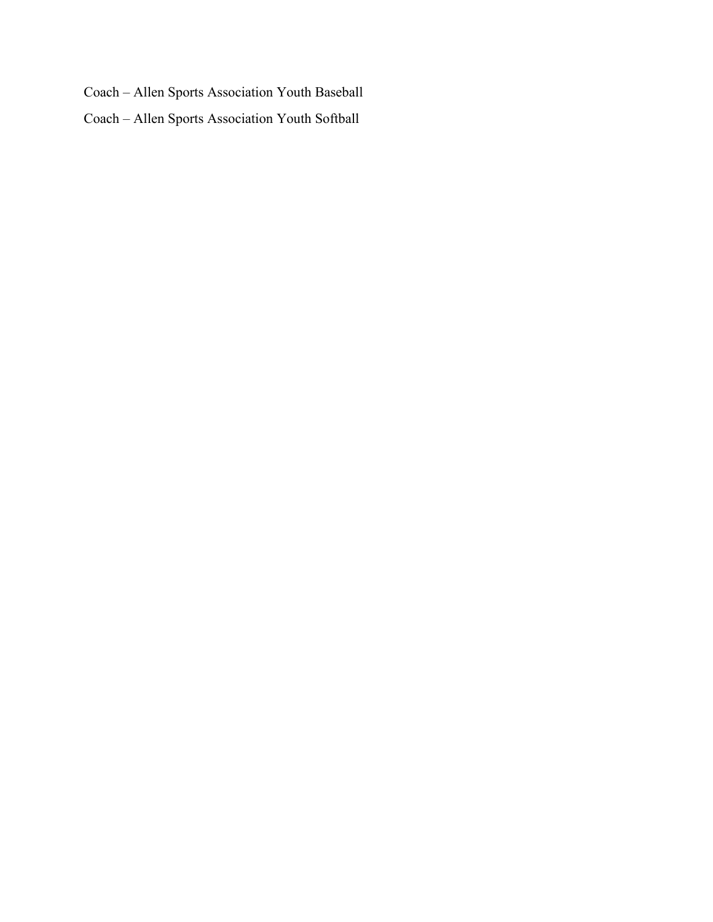Coach – Allen Sports Association Youth Baseball

Coach – Allen Sports Association Youth Softball